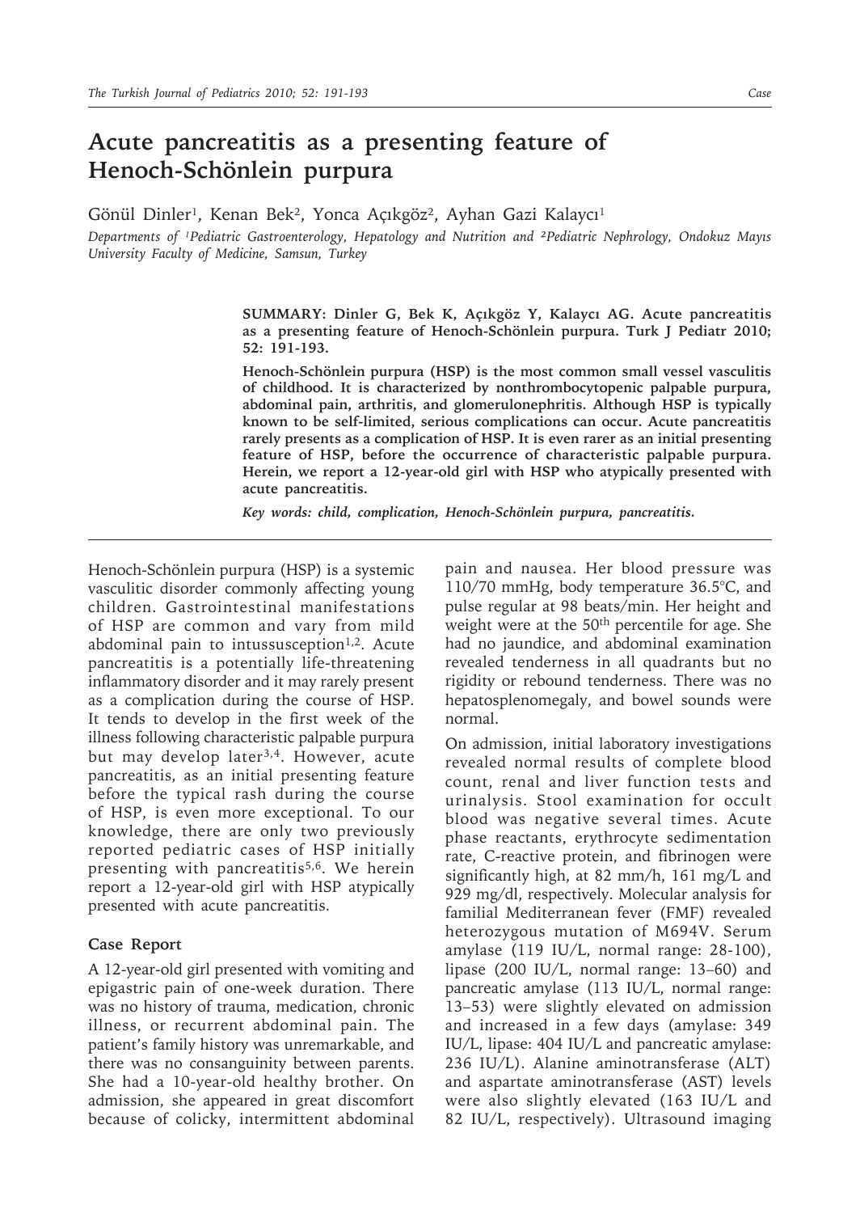# Acute pancreatitis as a presenting feature of Henoch-Schönlein purpura

Gönül Dinler[1], Kenan Bek[2], Yonca Açıkgöz[2], Ayhan Gazi Kalaycı[1]

*Departments of [1]Pediatric Gastroenterology, Hepatology and Nutrition and [2]Pediatric Nephrology, Ondokuz Mayıs University Faculty of Medicine, Samsun, Turkey*

**SUMMARY: Dinler G, Bek K, Açıkgöz Y, Kalaycı AG. Acute pancreatitis as a presenting feature of Henoch-Schönlein purpura. Turk J Pediatr 2010; 52: 191-193.**

**Henoch-Schönlein purpura (HSP) is the most common small vessel vasculitis of childhood. It is characterized by nonthrombocytopenic palpable purpura, abdominal pain, arthritis, and glomerulonephritis. Although HSP is typically known to be self-limited, serious complications can occur. Acute pancreatitis rarely presents as a complication of HSP. It is even rarer as an initial presenting feature of HSP, before the occurrence of characteristic palpable purpura. Herein, we report a 12-year-old girl with HSP who atypically presented with acute pancreatitis.**

***Key words: child, complication, Henoch-Schönlein purpura, pancreatitis.***

Henoch-Schönlein purpura (HSP) is a systemic vasculitic disorder commonly affecting young children. Gastrointestinal manifestations of HSP are common and vary from mild abdominal pain to intussusception[1,2]. Acute pancreatitis is a potentially life-threatening inflammatory disorder and it may rarely present as a complication during the course of HSP. It tends to develop in the first week of the illness following characteristic palpable purpura but may develop later[3,4]. However, acute pancreatitis, as an initial presenting feature before the typical rash during the course of HSP, is even more exceptional. To our knowledge, there are only two previously reported pediatric cases of HSP initially presenting with pancreatitis[5,6]. We herein report a 12-year-old girl with HSP atypically presented with acute pancreatitis.

## Case Report

A 12-year-old girl presented with vomiting and epigastric pain of one-week duration. There was no history of trauma, medication, chronic illness, or recurrent abdominal pain. The patient's family history was unremarkable, and there was no consanguinity between parents. She had a 10-year-old healthy brother. On admission, she appeared in great discomfort because of colicky, intermittent abdominal pain and nausea. Her blood pressure was 110/70 mmHg, body temperature 36.5°C, and pulse regular at 98 beats/min. Her height and weight were at the 50th percentile for age. She had no jaundice, and abdominal examination revealed tenderness in all quadrants but no rigidity or rebound tenderness. There was no hepatosplenomegaly, and bowel sounds were normal.

On admission, initial laboratory investigations revealed normal results of complete blood count, renal and liver function tests and urinalysis. Stool examination for occult blood was negative several times. Acute phase reactants, erythrocyte sedimentation rate, C-reactive protein, and fibrinogen were significantly high, at 82 mm/h, 161 mg/L and 929 mg/dl, respectively. Molecular analysis for familial Mediterranean fever (FMF) revealed heterozygous mutation of M694V. Serum amylase (119 IU/L, normal range: 28-100), lipase (200 IU/L, normal range: 13–60) and pancreatic amylase (113 IU/L, normal range: 13–53) were slightly elevated on admission and increased in a few days (amylase: 349 IU/L, lipase: 404 IU/L and pancreatic amylase: 236 IU/L). Alanine aminotransferase (ALT) and aspartate aminotransferase (AST) levels were also slightly elevated (163 IU/L and 82 IU/L, respectively). Ultrasound imaging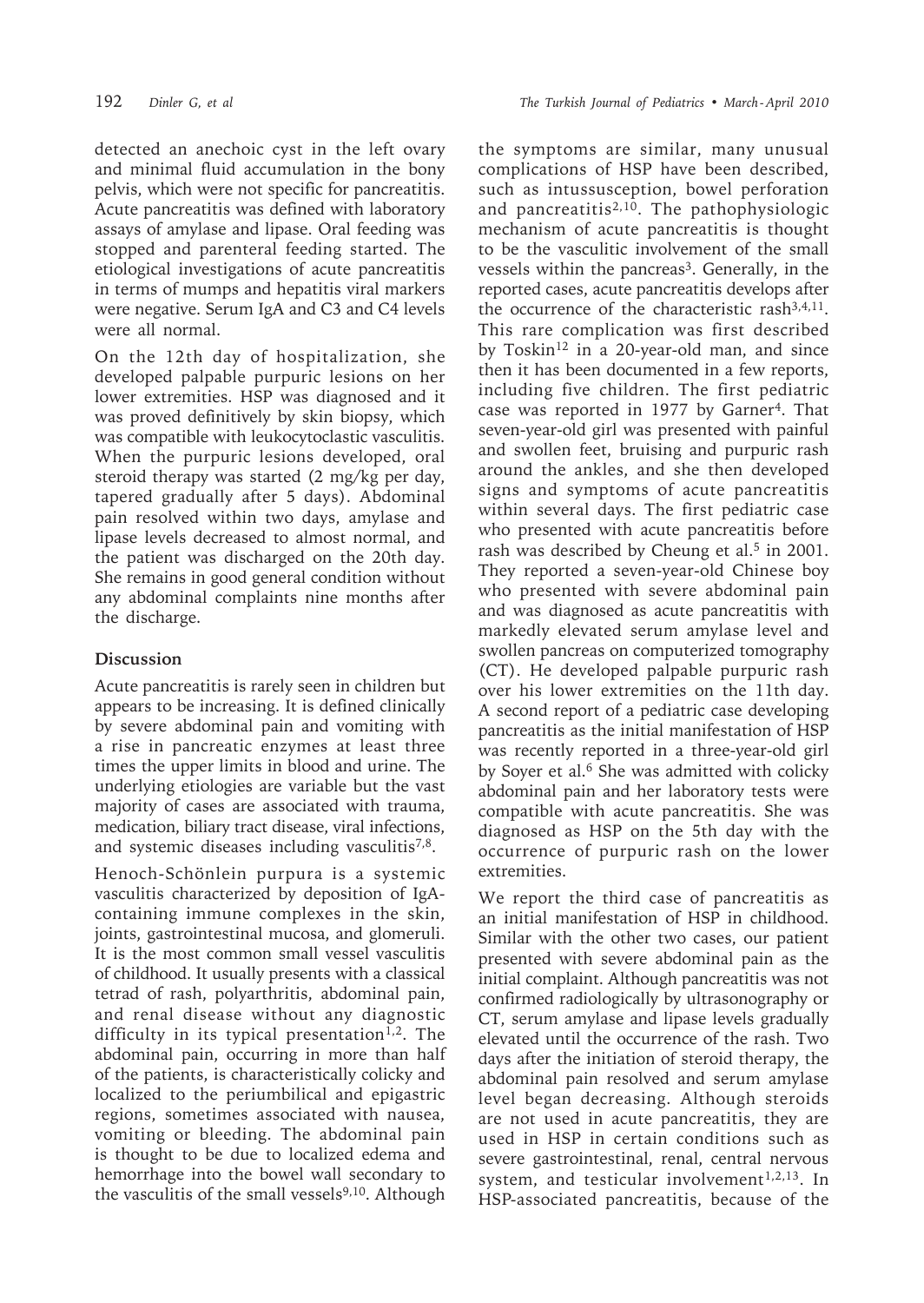detected an anechoic cyst in the left ovary and minimal fluid accumulation in the bony pelvis, which were not specific for pancreatitis. Acute pancreatitis was defined with laboratory assays of amylase and lipase. Oral feeding was stopped and parenteral feeding started. The etiological investigations of acute pancreatitis in terms of mumps and hepatitis viral markers were negative. Serum IgA and C3 and C4 levels were all normal.

On the 12th day of hospitalization, she developed palpable purpuric lesions on her lower extremities. HSP was diagnosed and it was proved definitively by skin biopsy, which was compatible with leukocytoclastic vasculitis. When the purpuric lesions developed, oral steroid therapy was started (2 mg/kg per day, tapered gradually after 5 days). Abdominal pain resolved within two days, amylase and lipase levels decreased to almost normal, and the patient was discharged on the 20th day. She remains in good general condition without any abdominal complaints nine months after the discharge.

## Discussion

Acute pancreatitis is rarely seen in children but appears to be increasing. It is defined clinically by severe abdominal pain and vomiting with a rise in pancreatic enzymes at least three times the upper limits in blood and urine. The underlying etiologies are variable but the vast majority of cases are associated with trauma, medication, biliary tract disease, viral infections, and systemic diseases including vasculitis[7,8].

Henoch-Schönlein purpura is a systemic vasculitis characterized by deposition of IgA-containing immune complexes in the skin, joints, gastrointestinal mucosa, and glomeruli. It is the most common small vessel vasculitis of childhood. It usually presents with a classical tetrad of rash, polyarthritis, abdominal pain, and renal disease without any diagnostic difficulty in its typical presentation[1,2]. The abdominal pain, occurring in more than half of the patients, is characteristically colicky and localized to the periumbilical and epigastric regions, sometimes associated with nausea, vomiting or bleeding. The abdominal pain is thought to be due to localized edema and hemorrhage into the bowel wall secondary to the vasculitis of the small vessels[9,10]. Although the symptoms are similar, many unusual complications of HSP have been described, such as intussusception, bowel perforation and pancreatitis[2,10]. The pathophysiologic mechanism of acute pancreatitis is thought to be the vasculitic involvement of the small vessels within the pancreas[3]. Generally, in the reported cases, acute pancreatitis develops after the occurrence of the characteristic rash[3,4,11]. This rare complication was first described by Toskin[12] in a 20-year-old man, and since then it has been documented in a few reports, including five children. The first pediatric case was reported in 1977 by Garner[4]. That seven-year-old girl was presented with painful and swollen feet, bruising and purpuric rash around the ankles, and she then developed signs and symptoms of acute pancreatitis within several days. The first pediatric case who presented with acute pancreatitis before rash was described by Cheung et al.[5] in 2001. They reported a seven-year-old Chinese boy who presented with severe abdominal pain and was diagnosed as acute pancreatitis with markedly elevated serum amylase level and swollen pancreas on computerized tomography (CT). He developed palpable purpuric rash over his lower extremities on the 11th day. A second report of a pediatric case developing pancreatitis as the initial manifestation of HSP was recently reported in a three-year-old girl by Soyer et al.[6] She was admitted with colicky abdominal pain and her laboratory tests were compatible with acute pancreatitis. She was diagnosed as HSP on the 5th day with the occurrence of purpuric rash on the lower extremities.

We report the third case of pancreatitis as an initial manifestation of HSP in childhood. Similar with the other two cases, our patient presented with severe abdominal pain as the initial complaint. Although pancreatitis was not confirmed radiologically by ultrasonography or CT, serum amylase and lipase levels gradually elevated until the occurrence of the rash. Two days after the initiation of steroid therapy, the abdominal pain resolved and serum amylase level began decreasing. Although steroids are not used in acute pancreatitis, they are used in HSP in certain conditions such as severe gastrointestinal, renal, central nervous system, and testicular involvement[1,2,13]. In HSP-associated pancreatitis, because of the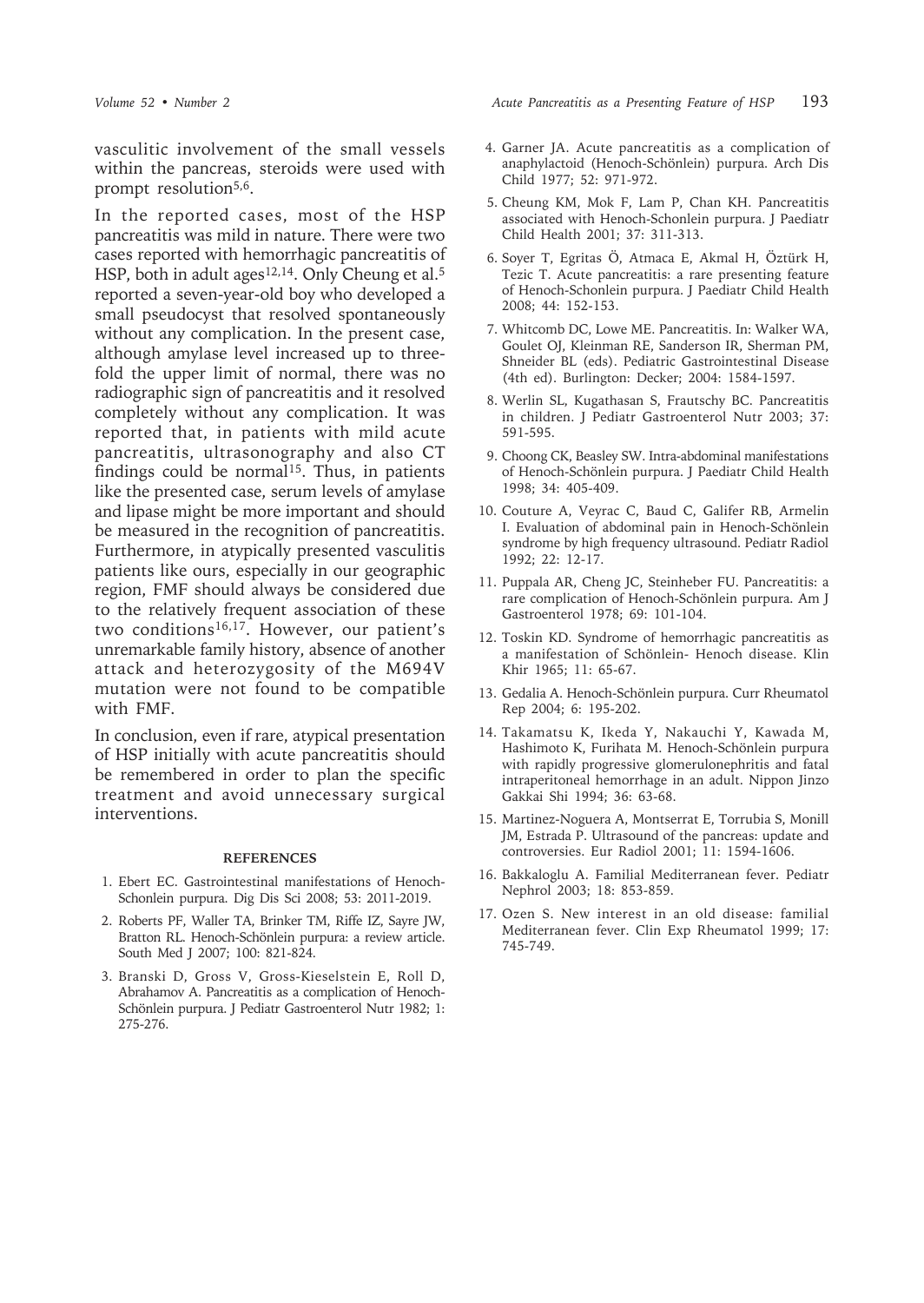vasculitic involvement of the small vessels within the pancreas, steroids were used with prompt resolution[5,6].

In the reported cases, most of the HSP pancreatitis was mild in nature. There were two cases reported with hemorrhagic pancreatitis of HSP, both in adult ages[12,14]. Only Cheung et al.[5] reported a seven-year-old boy who developed a small pseudocyst that resolved spontaneously without any complication. In the present case, although amylase level increased up to three-fold the upper limit of normal, there was no radiographic sign of pancreatitis and it resolved completely without any complication. It was reported that, in patients with mild acute pancreatitis, ultrasonography and also CT findings could be normal[15]. Thus, in patients like the presented case, serum levels of amylase and lipase might be more important and should be measured in the recognition of pancreatitis. Furthermore, in atypically presented vasculitis patients like ours, especially in our geographic region, FMF should always be considered due to the relatively frequent association of these two conditions[16,17]. However, our patient's unremarkable family history, absence of another attack and heterozygosity of the M694V mutation were not found to be compatible with FMF.

In conclusion, even if rare, atypical presentation of HSP initially with acute pancreatitis should be remembered in order to plan the specific treatment and avoid unnecessary surgical interventions.

#### REFERENCES

1. Ebert EC. Gastrointestinal manifestations of Henoch-Schonlein purpura. Dig Dis Sci 2008; 53: 2011-2019.
2. Roberts PF, Waller TA, Brinker TM, Riffe IZ, Sayre JW, Bratton RL. Henoch-Schönlein purpura: a review article. South Med J 2007; 100: 821-824.
3. Branski D, Gross V, Gross-Kieselstein E, Roll D, Abrahamov A. Pancreatitis as a complication of Henoch-Schönlein purpura. J Pediatr Gastroenterol Nutr 1982; 1: 275-276.
4. Garner JA. Acute pancreatitis as a complication of anaphylactoid (Henoch-Schönlein) purpura. Arch Dis Child 1977; 52: 971-972.
5. Cheung KM, Mok F, Lam P, Chan KH. Pancreatitis associated with Henoch-Schonlein purpura. J Paediatr Child Health 2001; 37: 311-313.
6. Soyer T, Egritas Ö, Atmaca E, Akmal H, Öztürk H, Tezic T. Acute pancreatitis: a rare presenting feature of Henoch-Schonlein purpura. J Paediatr Child Health 2008; 44: 152-153.
7. Whitcomb DC, Lowe ME. Pancreatitis. In: Walker WA, Goulet OJ, Kleinman RE, Sanderson IR, Sherman PM, Shneider BL (eds). Pediatric Gastrointestinal Disease (4th ed). Burlington: Decker; 2004: 1584-1597.
8. Werlin SL, Kugathasan S, Frautschy BC. Pancreatitis in children. J Pediatr Gastroenterol Nutr 2003; 37: 591-595.
9. Choong CK, Beasley SW. Intra-abdominal manifestations of Henoch-Schönlein purpura. J Paediatr Child Health 1998; 34: 405-409.
10. Couture A, Veyrac C, Baud C, Galifer RB, Armelin I. Evaluation of abdominal pain in Henoch-Schönlein syndrome by high frequency ultrasound. Pediatr Radiol 1992; 22: 12-17.
11. Puppala AR, Cheng JC, Steinheber FU. Pancreatitis: a rare complication of Henoch-Schönlein purpura. Am J Gastroenterol 1978; 69: 101-104.
12. Toskin KD. Syndrome of hemorrhagic pancreatitis as a manifestation of Schönlein- Henoch disease. Klin Khir 1965; 11: 65-67.
13. Gedalia A. Henoch-Schönlein purpura. Curr Rheumatol Rep 2004; 6: 195-202.
14. Takamatsu K, Ikeda Y, Nakauchi Y, Kawada M, Hashimoto K, Furihata M. Henoch-Schönlein purpura with rapidly progressive glomerulonephritis and fatal intraperitoneal hemorrhage in an adult. Nippon Jinzo Gakkai Shi 1994; 36: 63-68.
15. Martinez-Noguera A, Montserrat E, Torrubia S, Monill JM, Estrada P. Ultrasound of the pancreas: update and controversies. Eur Radiol 2001; 11: 1594-1606.
16. Bakkaloglu A. Familial Mediterranean fever. Pediatr Nephrol 2003; 18: 853-859.
17. Ozen S. New interest in an old disease: familial Mediterranean fever. Clin Exp Rheumatol 1999; 17: 745-749.